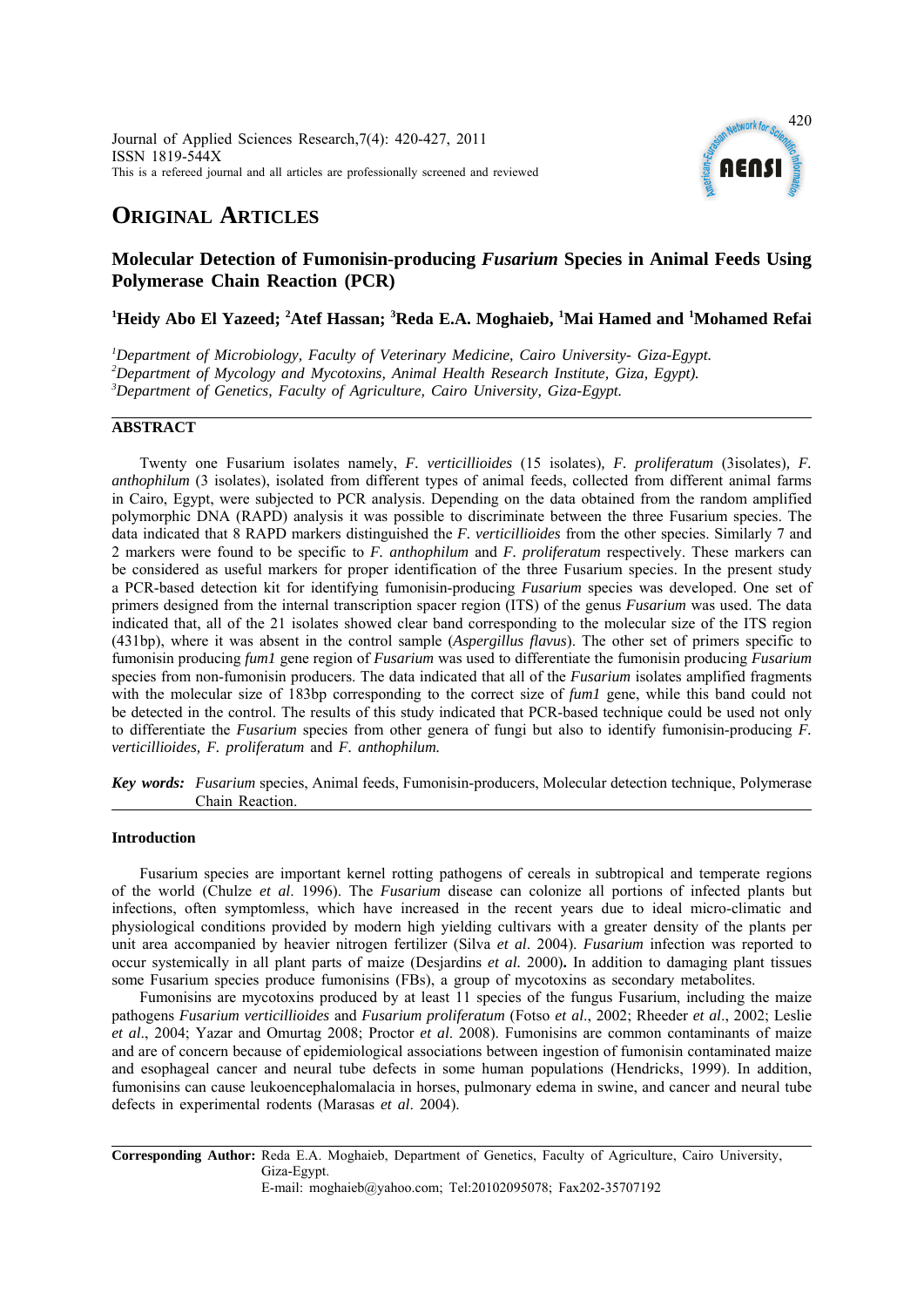# ORIGINAL ARTICLES

## Molecular Detection of Fumonisin-producing *Fusarium* Species in Animal Feeds Using Polymerase Chain Reaction (PCR)

**[1]Heidy Abo El Yazeed; [2]Atef Hassan; [3]Reda E.A. Moghaieb, [1]Mai Hamed and [1]Mohamed Refai**

[1]*Department of Microbiology, Faculty of Veterinary Medicine, Cairo University- Giza-Egypt.*
[2]*Department of Mycology and Mycotoxins, Animal Health Research Institute, Giza, Egypt).*
[3]*Department of Genetics, Faculty of Agriculture, Cairo University, Giza-Egypt.*

### ABSTRACT

Twenty one Fusarium isolates namely, *F. verticillioides* (15 isolates), *F. proliferatum* (3isolates), *F. anthophilum* (3 isolates), isolated from different types of animal feeds, collected from different animal farms in Cairo, Egypt, were subjected to PCR analysis. Depending on the data obtained from the random amplified polymorphic DNA (RAPD) analysis it was possible to discriminate between the three Fusarium species. The data indicated that 8 RAPD markers distinguished the *F. verticillioides* from the other species. Similarly 7 and 2 markers were found to be specific to *F. anthophilum* and *F. proliferatum* respectively. These markers can be considered as useful markers for proper identification of the three Fusarium species. In the present study a PCR-based detection kit for identifying fumonisin-producing *Fusarium* species was developed. One set of primers designed from the internal transcription spacer region (ITS) of the genus *Fusarium* was used. The data indicated that, all of the 21 isolates showed clear band corresponding to the molecular size of the ITS region (431bp), where it was absent in the control sample (*Aspergillus flavus*). The other set of primers specific to fumonisin producing *fum1* gene region of *Fusarium* was used to differentiate the fumonisin producing *Fusarium* species from non-fumonisin producers. The data indicated that all of the *Fusarium* isolates amplified fragments with the molecular size of 183bp corresponding to the correct size of *fum1* gene, while this band could not be detected in the control. The results of this study indicated that PCR-based technique could be used not only to differentiate the *Fusarium* species from other genera of fungi but also to identify fumonisin-producing *F. verticillioides, F. proliferatum* and *F. anthophilum.*

***Key words:*** *Fusarium* species, Animal feeds, Fumonisin-producers, Molecular detection technique, Polymerase Chain Reaction.

### Introduction

Fusarium species are important kernel rotting pathogens of cereals in subtropical and temperate regions of the world (Chulze *et al*. 1996). The *Fusarium* disease can colonize all portions of infected plants but infections, often symptomless, which have increased in the recent years due to ideal micro-climatic and physiological conditions provided by modern high yielding cultivars with a greater density of the plants per unit area accompanied by heavier nitrogen fertilizer (Silva *et al*. 2004). *Fusarium* infection was reported to occur systemically in all plant parts of maize (Desjardins *et al.* 2000). In addition to damaging plant tissues some Fusarium species produce fumonisins (FBs), a group of mycotoxins as secondary metabolites.

Fumonisins are mycotoxins produced by at least 11 species of the fungus Fusarium, including the maize pathogens *Fusarium verticillioides* and *Fusarium proliferatum* (Fotso *et al*., 2002; Rheeder *et al*., 2002; Leslie *et al*., 2004; Yazar and Omurtag 2008; Proctor *et al*. 2008). Fumonisins are common contaminants of maize and are of concern because of epidemiological associations between ingestion of fumonisin contaminated maize and esophageal cancer and neural tube defects in some human populations (Hendricks, 1999). In addition, fumonisins can cause leukoencephalomalacia in horses, pulmonary edema in swine, and cancer and neural tube defects in experimental rodents (Marasas *et al*. 2004).

**Corresponding Author:** Reda E.A. Moghaieb, Department of Genetics, Faculty of Agriculture, Cairo University, Giza-Egypt.
E-mail: moghaieb@yahoo.com; Tel:20102095078; Fax202-35707192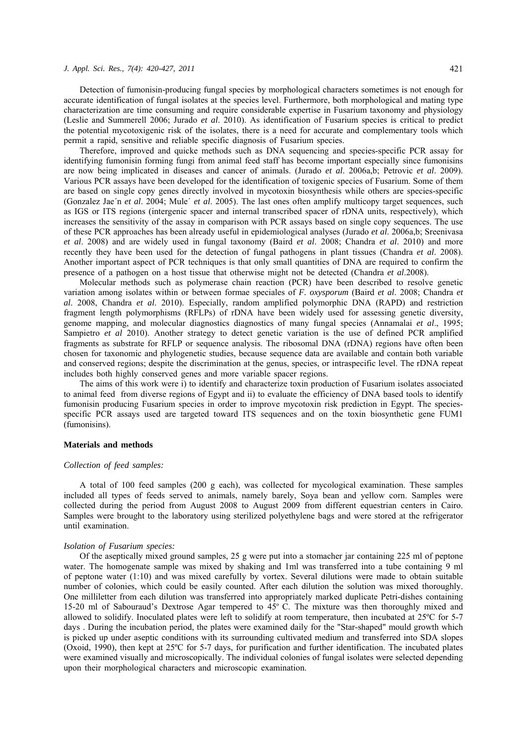Detection of fumonisin-producing fungal species by morphological characters sometimes is not enough for accurate identification of fungal isolates at the species level. Furthermore, both morphological and mating type characterization are time consuming and require considerable expertise in Fusarium taxonomy and physiology (Leslie and Summerell 2006; Jurado *et al*. 2010). As identification of Fusarium species is critical to predict the potential mycotoxigenic risk of the isolates, there is a need for accurate and complementary tools which permit a rapid, sensitive and reliable specific diagnosis of Fusarium species.

Therefore, improved and quicke methods such as DNA sequencing and species-specific PCR assay for identifying fumonisin forming fungi from animal feed staff has become important especially since fumonisins are now being implicated in diseases and cancer of animals. (Jurado *et al*. 2006a,b; Petrovic *et al*. 2009). Various PCR assays have been developed for the identification of toxigenic species of Fusarium. Some of them are based on single copy genes directly involved in mycotoxin biosynthesis while others are species-specific (Gonzalez Jae´n *et al*. 2004; Mule´ *et al*. 2005). The last ones often amplify multicopy target sequences, such as IGS or ITS regions (intergenic spacer and internal transcribed spacer of rDNA units, respectively), which increases the sensitivity of the assay in comparison with PCR assays based on single copy sequences. The use of these PCR approaches has been already useful in epidemiological analyses (Jurado *et al*. 2006a,b; Sreenivasa *et al*. 2008) and are widely used in fungal taxonomy (Baird *et al*. 2008; Chandra *et al*. 2010) and more recently they have been used for the detection of fungal pathogens in plant tissues (Chandra *et al*. 2008). Another important aspect of PCR techniques is that only small quantities of DNA are required to confirm the presence of a pathogen on a host tissue that otherwise might not be detected (Chandra *et al*.2008).

Molecular methods such as polymerase chain reaction (PCR) have been described to resolve genetic variation among isolates within or between formae speciales of *F. oxysporum* (Baird *et al*. 2008; Chandra *et al*. 2008, Chandra *et al*. 2010). Especially, random amplified polymorphic DNA (RAPD) and restriction fragment length polymorphisms (RFLPs) of rDNA have been widely used for assessing genetic diversity, genome mapping, and molecular diagnostics diagnostics of many fungal species (Annamalai *et al*., 1995; Sampietro *et al* 2010). Another strategy to detect genetic variation is the use of defined PCR amplified fragments as substrate for RFLP or sequence analysis. The ribosomal DNA (rDNA) regions have often been chosen for taxonomic and phylogenetic studies, because sequence data are available and contain both variable and conserved regions; despite the discrimination at the genus, species, or intraspecific level. The rDNA repeat includes both highly conserved genes and more variable spacer regions.

The aims of this work were i) to identify and characterize toxin production of Fusarium isolates associated to animal feed from diverse regions of Egypt and ii) to evaluate the efficiency of DNA based tools to identify fumonisin producing Fusarium species in order to improve mycotoxin risk prediction in Egypt. The species-specific PCR assays used are targeted toward ITS sequences and on the toxin biosynthetic gene FUM1 (fumonisins).

## Materials and methods

### *Collection of feed samples:*

A total of 100 feed samples (200 g each), was collected for mycological examination. These samples included all types of feeds served to animals, namely barely, Soya bean and yellow corn. Samples were collected during the period from August 2008 to August 2009 from different equestrian centers in Cairo. Samples were brought to the laboratory using sterilized polyethylene bags and were stored at the refrigerator until examination.

### *Isolation of Fusarium species:*

Of the aseptically mixed ground samples, 25 g were put into a stomacher jar containing 225 ml of peptone water. The homogenate sample was mixed by shaking and 1ml was transferred into a tube containing 9 ml of peptone water (1:10) and was mixed carefully by vortex. Several dilutions were made to obtain suitable number of colonies, which could be easily counted. After each dilution the solution was mixed thoroughly. One millileter from each dilution was transferred into appropriately marked duplicate Petri-dishes containing 15-20 ml of Sabouraud's Dextrose Agar tempered to 45º C. The mixture was then thoroughly mixed and allowed to solidify. Inoculated plates were left to solidify at room temperature, then incubated at 25ºC for 5-7 days . During the incubation period, the plates were examined daily for the "Star-shaped" mould growth which is picked up under aseptic conditions with its surrounding cultivated medium and transferred into SDA slopes (Oxoid, 1990), then kept at 25ºC for 5-7 days, for purification and further identification. The incubated plates were examined visually and microscopically. The individual colonies of fungal isolates were selected depending upon their morphological characters and microscopic examination.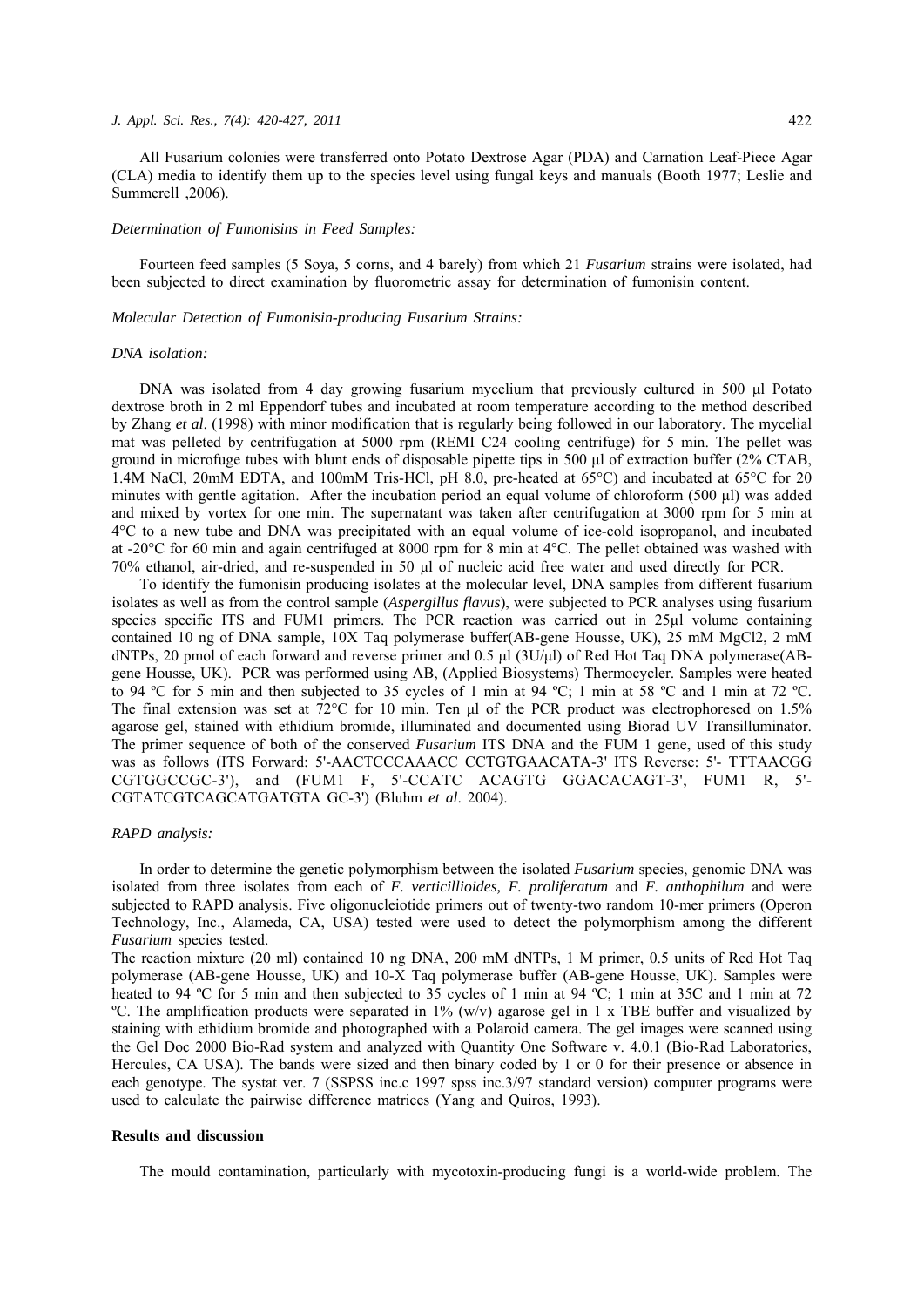All Fusarium colonies were transferred onto Potato Dextrose Agar (PDA) and Carnation Leaf-Piece Agar (CLA) media to identify them up to the species level using fungal keys and manuals (Booth 1977; Leslie and Summerell ,2006).

*Determination of Fumonisins in Feed Samples:*

Fourteen feed samples (5 Soya, 5 corns, and 4 barely) from which 21 *Fusarium* strains were isolated, had been subjected to direct examination by fluorometric assay for determination of fumonisin content.

*Molecular Detection of Fumonisin-producing Fusarium Strains:*

*DNA isolation:*

DNA was isolated from 4 day growing fusarium mycelium that previously cultured in 500 µl Potato dextrose broth in 2 ml Eppendorf tubes and incubated at room temperature according to the method described by Zhang *et al*. (1998) with minor modification that is regularly being followed in our laboratory. The mycelial mat was pelleted by centrifugation at 5000 rpm (REMI C24 cooling centrifuge) for 5 min. The pellet was ground in microfuge tubes with blunt ends of disposable pipette tips in 500 µl of extraction buffer (2% CTAB, 1.4M NaCl, 20mM EDTA, and 100mM Tris-HCl, pH 8.0, pre-heated at 65°C) and incubated at 65°C for 20 minutes with gentle agitation. After the incubation period an equal volume of chloroform (500 µl) was added and mixed by vortex for one min. The supernatant was taken after centrifugation at 3000 rpm for 5 min at 4°C to a new tube and DNA was precipitated with an equal volume of ice-cold isopropanol, and incubated at -20°C for 60 min and again centrifuged at 8000 rpm for 8 min at 4°C. The pellet obtained was washed with 70% ethanol, air-dried, and re-suspended in 50 µl of nucleic acid free water and used directly for PCR.

To identify the fumonisin producing isolates at the molecular level, DNA samples from different fusarium isolates as well as from the control sample (*Aspergillus flavus*), were subjected to PCR analyses using fusarium species specific ITS and FUM1 primers. The PCR reaction was carried out in 25µl volume containing contained 10 ng of DNA sample, 10X Taq polymerase buffer(AB-gene Housse, UK), 25 mM $MgCl_2$, 2 mM dNTPs, 20 pmol of each forward and reverse primer and 0.5 µl (3U/µl) of Red Hot Taq DNA polymerase(AB-gene Housse, UK). PCR was performed using AB, (Applied Biosystems) Thermocycler. Samples were heated to 94 ºC for 5 min and then subjected to 35 cycles of 1 min at 94 ºC; 1 min at 58 ºC and 1 min at 72 ºC. The final extension was set at 72°C for 10 min. Ten µl of the PCR product was electrophoresed on 1.5% agarose gel, stained with ethidium bromide, illuminated and documented using Biorad UV Transilluminator. The primer sequence of both of the conserved *Fusarium* ITS DNA and the FUM 1 gene, used of this study was as follows (ITS Forward: 5'-AACTCCCAAACC CCTGTGAACATA-3' ITS Reverse: 5'- TTTAACGG CGTGGCCGC-3'), and (FUM1 F, 5'-CCATC ACAGTG GGACACAGT-3', FUM1 R, 5'-CGTATCGTCAGCATGATGTA GC-3') (Bluhm *et al*. 2004).

*RAPD analysis:*

In order to determine the genetic polymorphism between the isolated *Fusarium* species, genomic DNA was isolated from three isolates from each of *F. verticillioides, F. proliferatum* and *F. anthophilum* and were subjected to RAPD analysis. Five oligonucleiotide primers out of twenty-two random 10-mer primers (Operon Technology, Inc., Alameda, CA, USA) tested were used to detect the polymorphism among the different *Fusarium* species tested.

The reaction mixture (20 ml) contained 10 ng DNA, 200 mM dNTPs, 1 M primer, 0.5 units of Red Hot Taq polymerase (AB-gene Housse, UK) and 10-X Taq polymerase buffer (AB-gene Housse, UK). Samples were heated to 94 ºC for 5 min and then subjected to 35 cycles of 1 min at 94 ºC; 1 min at 35C and 1 min at 72 ºC. The amplification products were separated in 1% (w/v) agarose gel in 1 x TBE buffer and visualized by staining with ethidium bromide and photographed with a Polaroid camera. The gel images were scanned using the Gel Doc 2000 Bio-Rad system and analyzed with Quantity One Software v. 4.0.1 (Bio-Rad Laboratories, Hercules, CA USA). The bands were sized and then binary coded by 1 or 0 for their presence or absence in each genotype. The systat ver. 7 (SSPSS inc.c 1997 spss inc.3/97 standard version) computer programs were used to calculate the pairwise difference matrices (Yang and Quiros, 1993).

## Results and discussion

The mould contamination, particularly with mycotoxin-producing fungi is a world-wide problem. The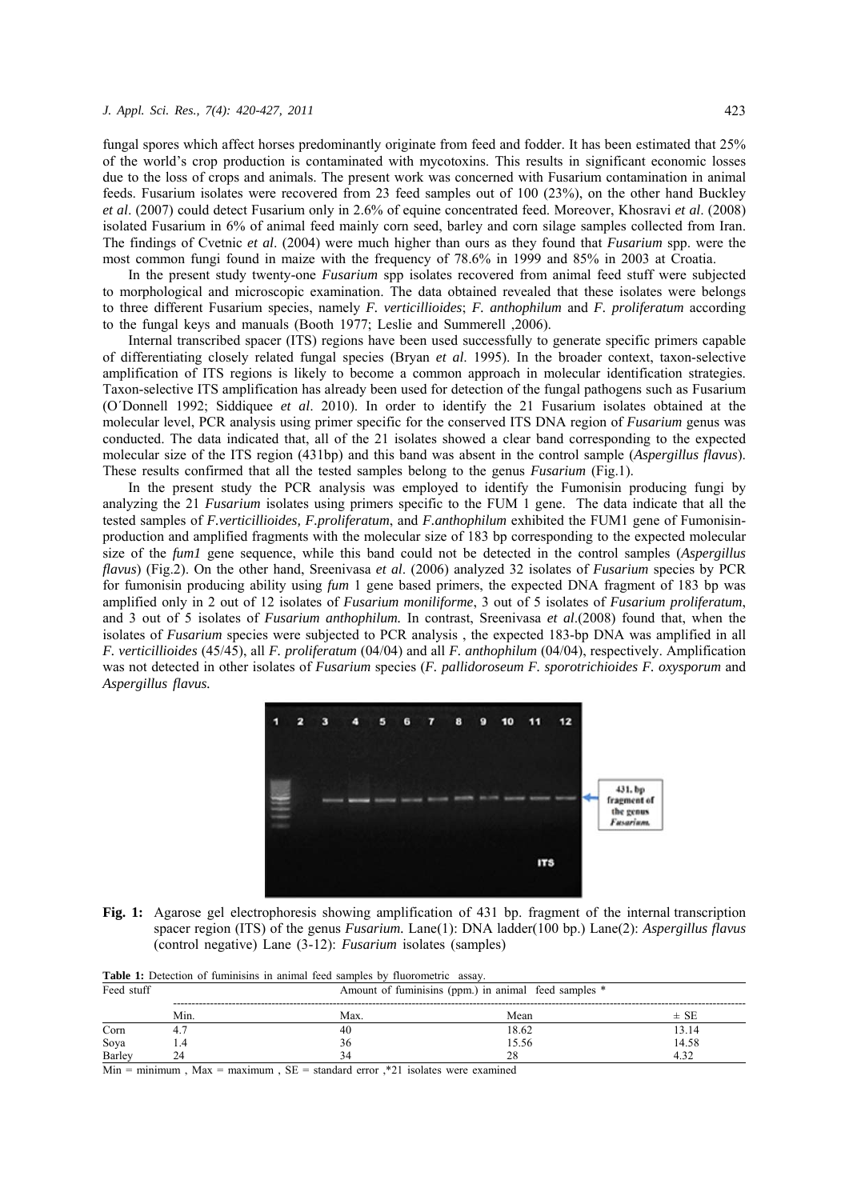fungal spores which affect horses predominantly originate from feed and fodder. It has been estimated that 25% of the world's crop production is contaminated with mycotoxins. This results in significant economic losses due to the loss of crops and animals. The present work was concerned with Fusarium contamination in animal feeds. Fusarium isolates were recovered from 23 feed samples out of 100 (23%), on the other hand Buckley *et al*. (2007) could detect Fusarium only in 2.6% of equine concentrated feed. Moreover, Khosravi *et al*. (2008) isolated Fusarium in 6% of animal feed mainly corn seed, barley and corn silage samples collected from Iran. The findings of Cvetnic *et al*. (2004) were much higher than ours as they found that *Fusarium* spp. were the most common fungi found in maize with the frequency of 78.6% in 1999 and 85% in 2003 at Croatia.

In the present study twenty-one *Fusarium* spp isolates recovered from animal feed stuff were subjected to morphological and microscopic examination. The data obtained revealed that these isolates were belongs to three different Fusarium species, namely *F. verticillioides*; *F. anthophilum* and *F. proliferatum* according to the fungal keys and manuals (Booth 1977; Leslie and Summerell ,2006).

Internal transcribed spacer (ITS) regions have been used successfully to generate specific primers capable of differentiating closely related fungal species (Bryan *et al*. 1995). In the broader context, taxon-selective amplification of ITS regions is likely to become a common approach in molecular identification strategies. Taxon-selective ITS amplification has already been used for detection of the fungal pathogens such as Fusarium (O´Donnell 1992; Siddiquee *et al*. 2010). In order to identify the 21 Fusarium isolates obtained at the molecular level, PCR analysis using primer specific for the conserved ITS DNA region of *Fusarium* genus was conducted. The data indicated that, all of the 21 isolates showed a clear band corresponding to the expected molecular size of the ITS region (431bp) and this band was absent in the control sample (*Aspergillus flavus*). These results confirmed that all the tested samples belong to the genus *Fusarium* (Fig.1).

In the present study the PCR analysis was employed to identify the Fumonisin producing fungi by analyzing the 21 *Fusarium* isolates using primers specific to the FUM 1 gene. The data indicate that all the tested samples of *F.verticillioides, F.proliferatum*, and *F.anthophilum* exhibited the FUM1 gene of Fumonisin-production and amplified fragments with the molecular size of 183 bp corresponding to the expected molecular size of the *fum1* gene sequence, while this band could not be detected in the control samples (*Aspergillus flavus*) (Fig.2). On the other hand, Sreenivasa *et al*. (2006) analyzed 32 isolates of *Fusarium* species by PCR for fumonisin producing ability using *fum* 1 gene based primers, the expected DNA fragment of 183 bp was amplified only in 2 out of 12 isolates of *Fusarium moniliforme*, 3 out of 5 isolates of *Fusarium proliferatum*, and 3 out of 5 isolates of *Fusarium anthophilum.* In contrast, Sreenivasa *et al.*(2008) found that, when the isolates of *Fusarium* species were subjected to PCR analysis , the expected 183-bp DNA was amplified in all *F. verticillioides* (45/45), all *F. proliferatum* (04/04) and all *F. anthophilum* (04/04), respectively. Amplification was not detected in other isolates of *Fusarium* species (*F. pallidoroseum F. sporotrichioides F. oxysporum* and *Aspergillus flavus.*

**Fig. 1:** Agarose gel electrophoresis showing amplification of 431 bp. fragment of the internal transcription spacer region (ITS) of the genus *Fusarium.* Lane(1): DNA ladder(100 bp.) Lane(2): *Aspergillus flavus* (control negative) Lane (3-12): *Fusarium* isolates (samples)

**Table 1:** Detection of fuminisins in animal feed samples by fluorometric assay.

| Feed stuff | Amount of fuminisins (ppm.) in animal feed samples * | | | |
|---|---|---|---|---|
| | Min. | Max. | Mean | ± SE |
| Corn | 4.7 | 40 | 18.62 | 13.14 |
| Soya | 1.4 | 36 | 15.56 | 14.58 |
| Barley | 24 | 34 | 28 | 4.32 |

Min = minimum , Max = maximum , SE = standard error ,*21 isolates were examined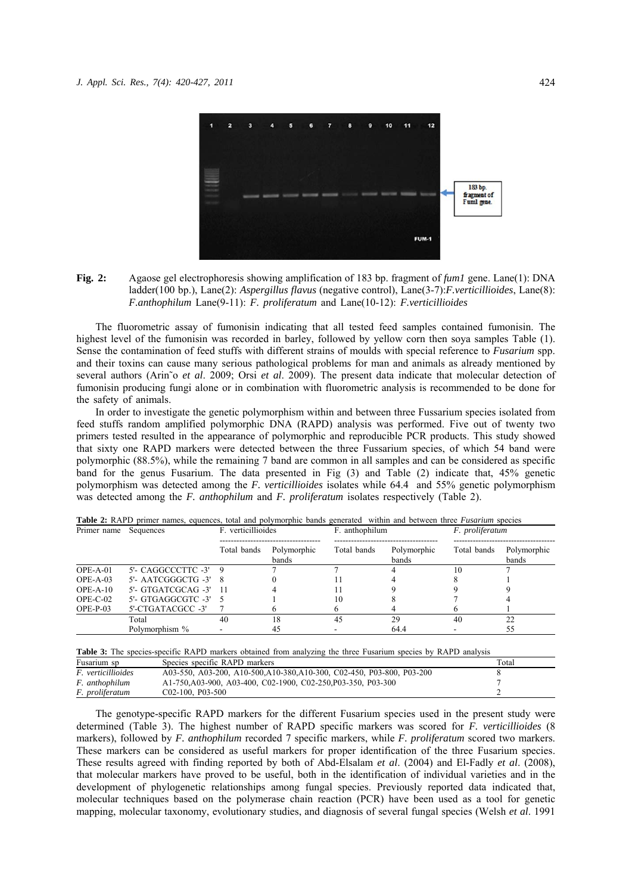**Fig. 2:** Agaose gel electrophoresis showing amplification of 183 bp. fragment of *fum1* gene. Lane(1): DNA ladder(100 bp.), Lane(2): *Aspergillus flavus* (negative control), Lane(3-7):*F.verticillioides*, Lane(8): *F.anthophilum* Lane(9-11): *F. proliferatum* and Lane(10-12): *F.verticillioides*

The fluorometric assay of fumonisin indicating that all tested feed samples contained fumonisin. The highest level of the fumonisin was recorded in barley, followed by yellow corn then soya samples Table (1). Sense the contamination of feed stuffs with different strains of moulds with special reference to *Fusarium* spp. and their toxins can cause many serious pathological problems for man and animals as already mentioned by several authors (Arin˜o *et al*. 2009; Orsi *et al*. 2009). The present data indicate that molecular detection of fumonisin producing fungi alone or in combination with fluorometric analysis is recommended to be done for the safety of animals.

In order to investigate the genetic polymorphism within and between three Fussarium species isolated from feed stuffs random amplified polymorphic DNA (RAPD) analysis was performed. Five out of twenty two primers tested resulted in the appearance of polymorphic and reproducible PCR products. This study showed that sixty one RAPD markers were detected between the three Fussarium species, of which 54 band were polymorphic (88.5%), while the remaining 7 band are common in all samples and can be considered as specific band for the genus Fusarium. The data presented in Fig (3) and Table (2) indicate that, 45% genetic polymorphism was detected among the *F. verticillioides* isolates while 64.4 and 55% genetic polymorphism was detected among the *F. anthophilum* and *F. proliferatum* isolates respectively (Table 2).

**Table 2:** RAPD primer names, equences, total and polymorphic bands generated within and between three *Fusarium* species

| Primer name | Sequences | F. verticillioides | | F. anthophilum | | *F. proliferatum* | |
|---|---|---|---|---|---|---|---|
| | | Total bands | Polymorphic bands | Total bands | Polymorphic bands | Total bands | Polymorphic bands |
| OPE-A-01 | 5'- CAGGCCCTTC -3' | 9 | 7 | 7 | 4 | 10 | 7 |
| OPE-A-03 | 5'- AATCGGGCTG -3' | 8 | 0 | 11 | 4 | 8 | 1 |
| OPE-A-10 | 5'- GTGATCGCAG -3' | 11 | 4 | 11 | 9 | 9 | 9 |
| OPE-C-02 | 5'- GTGAGGCGTC -3' | 5 | 1 | 10 | 8 | 7 | 4 |
| OPE-P-03 | 5'-CTGATACGCC -3' | 7 | 6 | 6 | 4 | 6 | 1 |
| | Total | 40 | 18 | 45 | 29 | 40 | 22 |
| | Polymorphism % | - | 45 | - | 64.4 | - | 55 |

**Table 3:** The species-specific RAPD markers obtained from analyzing the three Fusarium species by RAPD analysis

| Fusarium sp | Species specific RAPD markers | Total |
|---|---|---|
| *F. verticillioides* | A03-550, A03-200, A10-500,A10-380,A10-300, C02-450, P03-800, P03-200 | 8 |
| *F. anthophilum* | A1-750,A03-900, A03-400, C02-1900, C02-250,P03-350, P03-300 | 7 |
| *F. proliferatum* | C02-100, P03-500 | 2 |

The genotype-specific RAPD markers for the different Fusarium species used in the present study were determined (Table 3). The highest number of RAPD specific markers was scored for *F. verticillioides* (8 markers), followed by *F. anthophilum* recorded 7 specific markers, while *F. proliferatum* scored two markers. These markers can be considered as useful markers for proper identification of the three Fusarium species. These results agreed with finding reported by both of Abd-Elsalam *et al*. (2004) and El-Fadly *et al*. (2008), that molecular markers have proved to be useful, both in the identification of individual varieties and in the development of phylogenetic relationships among fungal species. Previously reported data indicated that, molecular techniques based on the polymerase chain reaction (PCR) have been used as a tool for genetic mapping, molecular taxonomy, evolutionary studies, and diagnosis of several fungal species (Welsh *et al*. 1991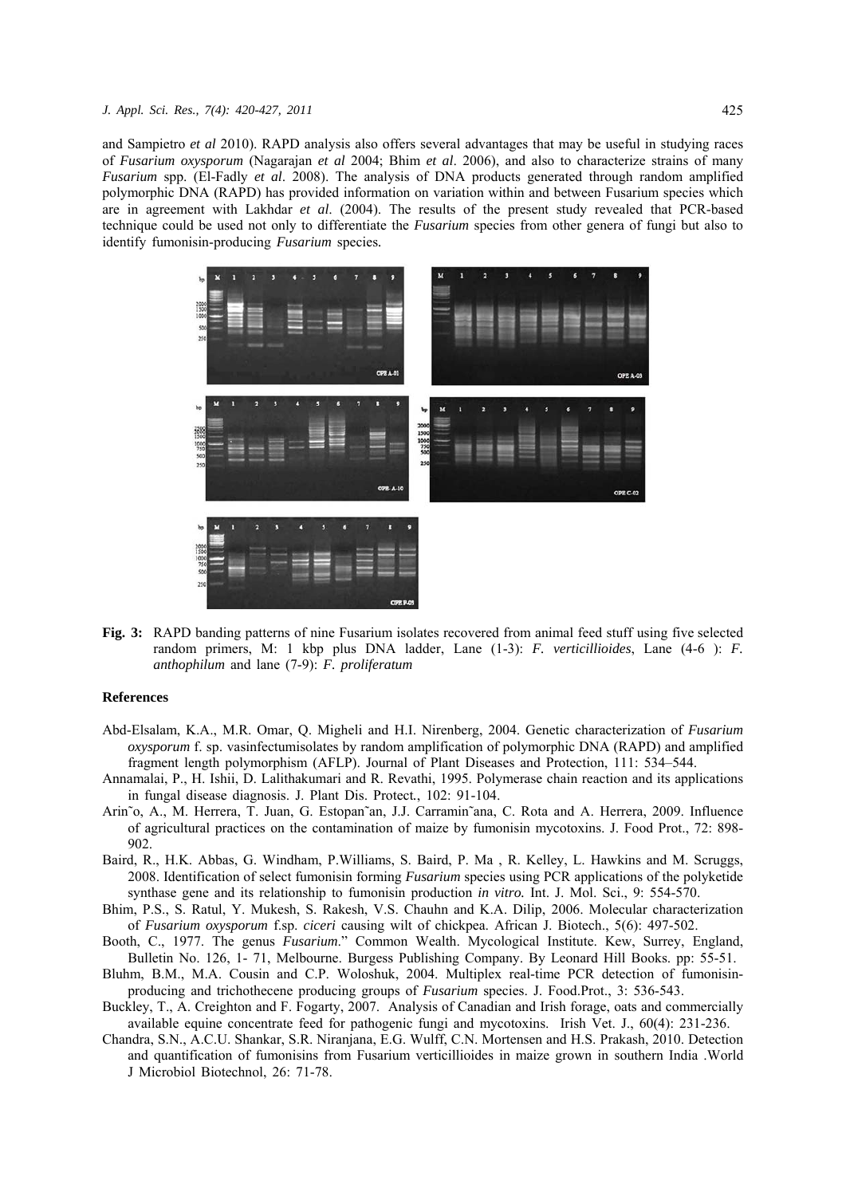and Sampietro *et al* 2010). RAPD analysis also offers several advantages that may be useful in studying races of *Fusarium oxysporum* (Nagarajan *et al* 2004; Bhim *et al*. 2006), and also to characterize strains of many *Fusarium* spp. (El-Fadly *et al*. 2008). The analysis of DNA products generated through random amplified polymorphic DNA (RAPD) has provided information on variation within and between Fusarium species which are in agreement with Lakhdar *et al*. (2004). The results of the present study revealed that PCR-based technique could be used not only to differentiate the *Fusarium* species from other genera of fungi but also to identify fumonisin-producing *Fusarium* species.

**Fig. 3:** RAPD banding patterns of nine Fusarium isolates recovered from animal feed stuff using five selected random primers, M: 1 kbp plus DNA ladder, Lane (1-3): *F. verticillioides*, Lane (4-6 ): *F. anthophilum* and lane (7-9): *F. proliferatum*

## References

Abd-Elsalam, K.A., M.R. Omar, Q. Migheli and H.I. Nirenberg, 2004. Genetic characterization of *Fusarium oxysporum* f. sp. vasinfectumisolates by random amplification of polymorphic DNA (RAPD) and amplified fragment length polymorphism (AFLP). Journal of Plant Diseases and Protection, 111: 534–544.

Annamalai, P., H. Ishii, D. Lalithakumari and R. Revathi, 1995. Polymerase chain reaction and its applications in fungal disease diagnosis. J. Plant Dis. Protect., 102: 91-104.

Arin˜o, A., M. Herrera, T. Juan, G. Estopan˜an, J.J. Carramin˜ana, C. Rota and A. Herrera, 2009. Influence of agricultural practices on the contamination of maize by fumonisin mycotoxins. J. Food Prot., 72: 898-902.

Baird, R., H.K. Abbas, G. Windham, P.Williams, S. Baird, P. Ma , R. Kelley, L. Hawkins and M. Scruggs, 2008. Identification of select fumonisin forming *Fusarium* species using PCR applications of the polyketide synthase gene and its relationship to fumonisin production *in vitro.* Int. J. Mol. Sci., 9: 554-570.

Bhim, P.S., S. Ratul, Y. Mukesh, S. Rakesh, V.S. Chauhn and K.A. Dilip, 2006. Molecular characterization of *Fusarium oxysporum* f.sp. *ciceri* causing wilt of chickpea. African J. Biotech., 5(6): 497-502.

Booth, C., 1977. The genus *Fusarium.*" Common Wealth. Mycological Institute. Kew, Surrey, England, Bulletin No. 126, 1- 71, Melbourne. Burgess Publishing Company. By Leonard Hill Books. pp: 55-51.

Bluhm, B.M., M.A. Cousin and C.P. Woloshuk, 2004. Multiplex real-time PCR detection of fumonisin-producing and trichothecene producing groups of *Fusarium* species. J. Food.Prot., 3: 536-543.

Buckley, T., A. Creighton and F. Fogarty, 2007. Analysis of Canadian and Irish forage, oats and commercially available equine concentrate feed for pathogenic fungi and mycotoxins. Irish Vet. J., 60(4): 231-236.

Chandra, S.N., A.C.U. Shankar, S.R. Niranjana, E.G. Wulff, C.N. Mortensen and H.S. Prakash, 2010. Detection and quantification of fumonisins from Fusarium verticillioides in maize grown in southern India .World J Microbiol Biotechnol, 26: 71-78.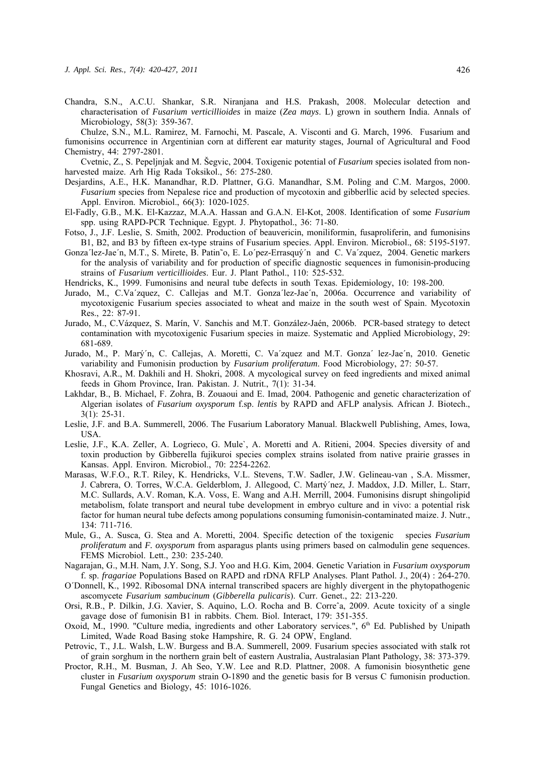Chandra, S.N., A.C.U. Shankar, S.R. Niranjana and H.S. Prakash, 2008. Molecular detection and characterisation of *Fusarium verticillioides* in maize (*Zea mays*. L) grown in southern India. Annals of Microbiology, 58(3): 359-367.

Chulze, S.N., M.L. Ramirez, M. Farnochi, M. Pascale, A. Visconti and G. March, 1996. Fusarium and fumonisins occurrence in Argentinian corn at different ear maturity stages, Journal of Agricultural and Food Chemistry, 44: 2797-2801.

Cvetnic, Z., S. Pepeljnjak and M. Šegvic, 2004. Toxigenic potential of *Fusarium* species isolated from non-harvested maize. Arh Hig Rada Toksikol., 56: 275-280.

Desjardins, A.E., H.K. Manandhar, R.D. Plattner, G.G. Manandhar, S.M. Poling and C.M. Margos, 2000. *Fusarium* species from Nepalese rice and production of mycotoxin and gibberllic acid by selected species. Appl. Environ. Microbiol., 66(3): 1020-1025.

El-Fadly, G.B., M.K. El-Kazzaz, M.A.A. Hassan and G.A.N. El-Kot, 2008. Identification of some *Fusarium* spp. using RAPD-PCR Technique. Egypt. J. Phytopathol., 36: 71-80.

Fotso, J., J.F. Leslie, S. Smith, 2002. Production of beauvericin, moniliformin, fusaproliferin, and fumonisins B1, B2, and B3 by fifteen ex-type strains of Fusarium species. Appl. Environ. Microbiol., 68: 5195-5197.

Gonza´lez-Jae´n, M.T., S. Mirete, B. Patin˜o, E. Lo´pez-Errasquý´n and C. Va´zquez, 2004. Genetic markers for the analysis of variability and for production of specific diagnostic sequences in fumonisin-producing strains of *Fusarium verticillioides*. Eur. J. Plant Pathol., 110: 525-532.

Hendricks, K., 1999. Fumonisins and neural tube defects in south Texas. Epidemiology, 10: 198-200.

Jurado, M., C.Va´zquez, C. Callejas and M.T. Gonza´lez-Jae´n, 2006a. Occurrence and variability of mycotoxigenic Fusarium species associated to wheat and maize in the south west of Spain. Mycotoxin Res., 22: 87-91.

Jurado, M., C.Vázquez, S. Marín, V. Sanchis and M.T. González-Jaén, 2006b. PCR-based strategy to detect contamination with mycotoxigenic Fusarium species in maize. Systematic and Applied Microbiology, 29: 681-689.

Jurado, M., P. Marý´n, C. Callejas, A. Moretti, C. Va´zquez and M.T. Gonza´ lez-Jae´n, 2010. Genetic variability and Fumonisin production by *Fusarium proliferatum*. Food Microbiology, 27: 50-57.

Khosravi, A.R., M. Dakhili and H. Shokri, 2008. A mycological survey on feed ingredients and mixed animal feeds in Ghom Province, Iran. Pakistan. J. Nutrit., 7(1): 31-34.

Lakhdar, B., B. Michael, F. Zohra, B. Zouaoui and E. Imad, 2004. Pathogenic and genetic characterization of Algerian isolates of *Fusarium oxysporum* f.sp. *lentis* by RAPD and AFLP analysis. African J. Biotech., 3(1): 25-31.

Leslie, J.F. and B.A. Summerell, 2006. The Fusarium Laboratory Manual. Blackwell Publishing, Ames, Iowa, USA.

Leslie, J.F., K.A. Zeller, A. Logrieco, G. Mule`, A. Moretti and A. Ritieni, 2004. Species diversity of and toxin production by Gibberella fujikuroi species complex strains isolated from native prairie grasses in Kansas. Appl. Environ. Microbiol., 70: 2254-2262.

Marasas, W.F.O., R.T. Riley, K. Hendricks, V.L. Stevens, T.W. Sadler, J.W. Gelineau-van , S.A. Missmer, J. Cabrera, O. Torres, W.C.A. Gelderblom, J. Allegood, C. Martý´nez, J. Maddox, J.D. Miller, L. Starr, M.C. Sullards, A.V. Roman, K.A. Voss, E. Wang and A.H. Merrill, 2004. Fumonisins disrupt shingolipid metabolism, folate transport and neural tube development in embryo culture and in vivo: a potential risk factor for human neural tube defects among populations consuming fumonisin-contaminated maize. J. Nutr., 134: 711-716.

Mule, G., A. Susca, G. Stea and A. Moretti, 2004. Specific detection of the toxigenic species *Fusarium proliferatum* and *F. oxysporum* from asparagus plants using primers based on calmodulin gene sequences. FEMS Microbiol. Lett., 230: 235-240.

Nagarajan, G., M.H. Nam, J.Y. Song, S.J. Yoo and H.G. Kim, 2004. Genetic Variation in *Fusarium oxysporum* f. sp. *fragariae* Populations Based on RAPD and rDNA RFLP Analyses. Plant Pathol. J., 20(4) : 264-270.

O´Donnell, K., 1992. Ribosomal DNA internal transcribed spacers are highly divergent in the phytopathogenic ascomycete *Fusarium sambucinum* (*Gibberella pulicaris*). Curr. Genet., 22: 213-220.

Orsi, R.B., P. Dilkin, J.G. Xavier, S. Aquino, L.O. Rocha and B. Correˆa, 2009. Acute toxicity of a single gavage dose of fumonisin B1 in rabbits. Chem. Biol. Interact, 179: 351-355.

Oxoid, M., 1990. "Culture media, ingredients and other Laboratory services.", 6th Ed. Published by Unipath Limited, Wade Road Basing stoke Hampshire, R. G. 24 OPW, England.

Petrovic, T., J.L. Walsh, L.W. Burgess and B.A. Summerell, 2009. Fusarium species associated with stalk rot of grain sorghum in the northern grain belt of eastern Australia, Australasian Plant Pathology, 38: 373-379.

Proctor, R.H., M. Busman, J. Ah Seo, Y.W. Lee and R.D. Plattner, 2008. A fumonisin biosynthetic gene cluster in *Fusarium oxysporum* strain O-1890 and the genetic basis for B versus C fumonisin production. Fungal Genetics and Biology, 45: 1016-1026.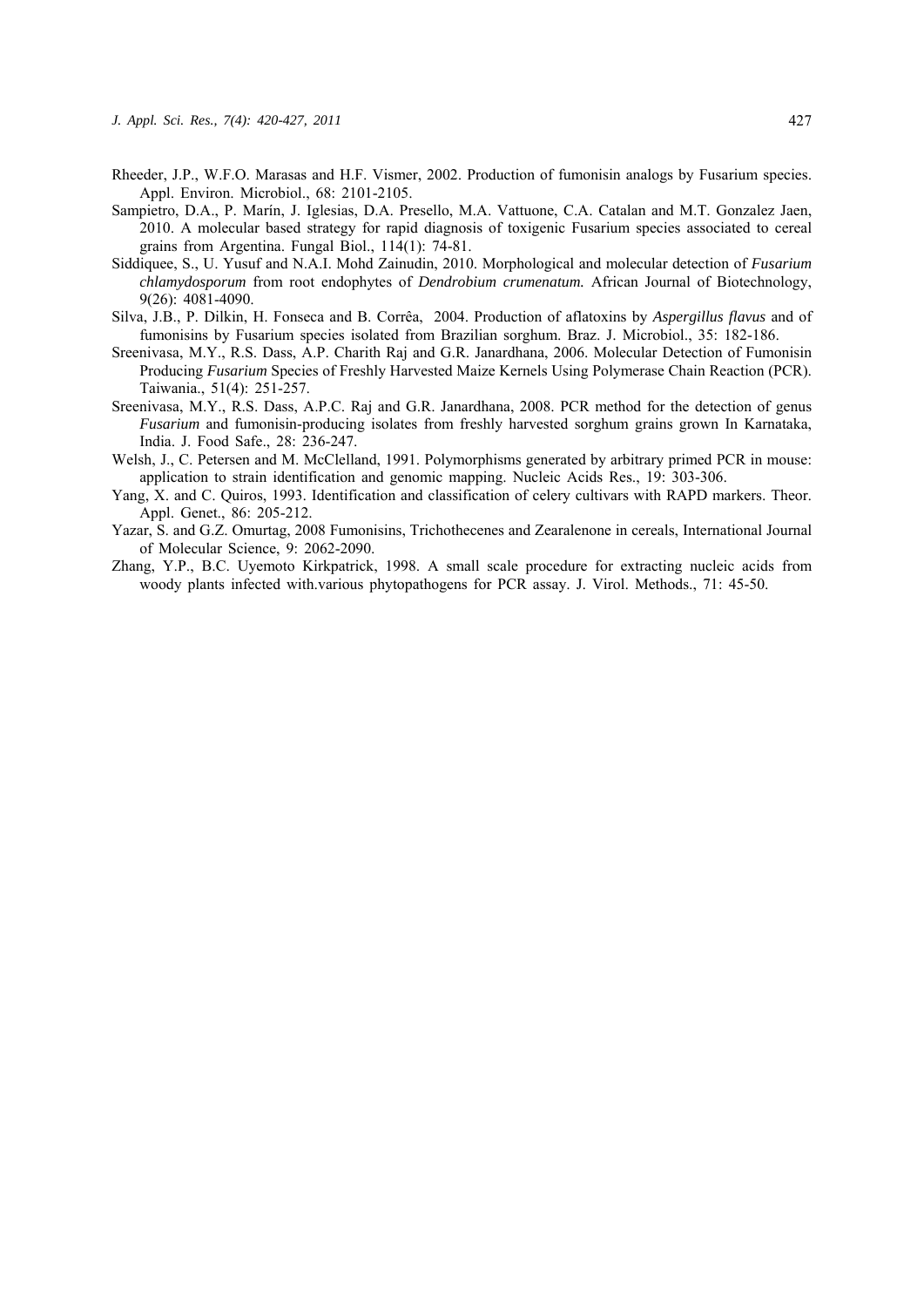Rheeder, J.P., W.F.O. Marasas and H.F. Vismer, 2002. Production of fumonisin analogs by Fusarium species. Appl. Environ. Microbiol., 68: 2101-2105.

Sampietro, D.A., P. Marín, J. Iglesias, D.A. Presello, M.A. Vattuone, C.A. Catalan and M.T. Gonzalez Jaen, 2010. A molecular based strategy for rapid diagnosis of toxigenic Fusarium species associated to cereal grains from Argentina. Fungal Biol., 114(1): 74-81.

Siddiquee, S., U. Yusuf and N.A.I. Mohd Zainudin, 2010. Morphological and molecular detection of *Fusarium chlamydosporum* from root endophytes of *Dendrobium crumenatum.* African Journal of Biotechnology, 9(26): 4081-4090.

Silva, J.B., P. Dilkin, H. Fonseca and B. Corrêa, 2004. Production of aflatoxins by *Aspergillus flavus* and of fumonisins by Fusarium species isolated from Brazilian sorghum. Braz. J. Microbiol., 35: 182-186.

Sreenivasa, M.Y., R.S. Dass, A.P. Charith Raj and G.R. Janardhana, 2006. Molecular Detection of Fumonisin Producing *Fusarium* Species of Freshly Harvested Maize Kernels Using Polymerase Chain Reaction (PCR). Taiwania., 51(4): 251-257.

Sreenivasa, M.Y., R.S. Dass, A.P.C. Raj and G.R. Janardhana, 2008. PCR method for the detection of genus *Fusarium* and fumonisin-producing isolates from freshly harvested sorghum grains grown In Karnataka, India. J. Food Safe., 28: 236-247.

Welsh, J., C. Petersen and M. McClelland, 1991. Polymorphisms generated by arbitrary primed PCR in mouse: application to strain identification and genomic mapping. Nucleic Acids Res., 19: 303-306.

Yang, X. and C. Quiros, 1993. Identification and classification of celery cultivars with RAPD markers. Theor. Appl. Genet., 86: 205-212.

Yazar, S. and G.Z. Omurtag, 2008 Fumonisins, Trichothecenes and Zearalenone in cereals, International Journal of Molecular Science, 9: 2062-2090.

Zhang, Y.P., B.C. Uyemoto Kirkpatrick, 1998. A small scale procedure for extracting nucleic acids from woody plants infected with.various phytopathogens for PCR assay. J. Virol. Methods., 71: 45-50.